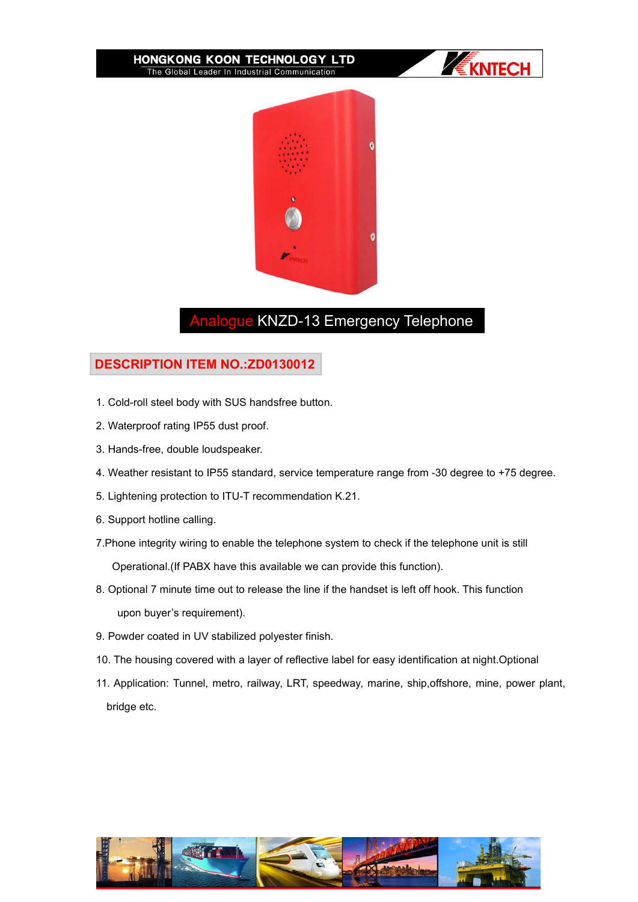# Analogue KNZD-13 Emergency Telephone

## DESCRIPTION ITEM NO.:ZD0130012

1. Cold-roll steel body with SUS handsfree button.
2. Waterproof rating IP55 dust proof.
3. Hands-free, double loudspeaker.
4. Weather resistant to IP55 standard, service temperature range from -30 degree to +75 degree.
5. Lightening protection to ITU-T recommendation K.21.
6. Support hotline calling.
7. Phone integrity wiring to enable the telephone system to check if the telephone unit is still Operational.(If PABX have this available we can provide this function).
8. Optional 7 minute time out to release the line if the handset is left off hook. This function upon buyer's requirement).
9. Powder coated in UV stabilized polyester finish.
10. The housing covered with a layer of reflective label for easy identification at night.Optional
11. Application: Tunnel, metro, railway, LRT, speedway, marine, ship,offshore, mine, power plant, bridge etc.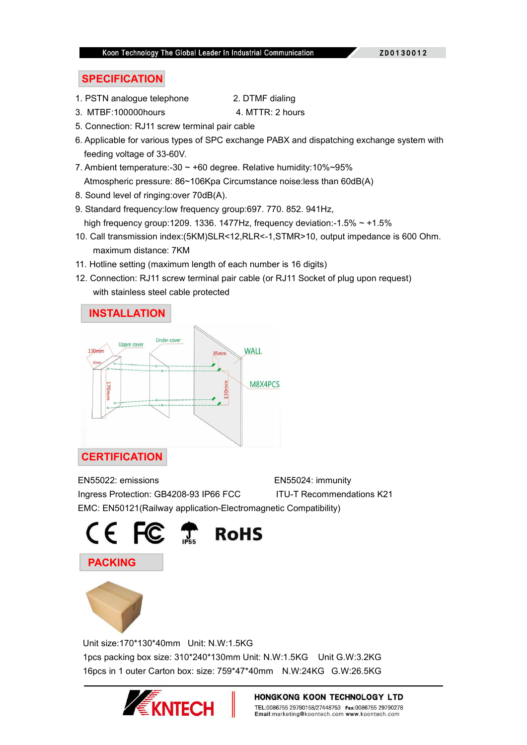## SPECIFICATION

1. PSTN analogue telephone
2. DTMF dialing
3. MTBF:100000hours
4. MTTR: 2 hours
5. Connection: RJ11 screw terminal pair cable
6. Applicable for various types of SPC exchange PABX and dispatching exchange system with feeding voltage of 33-60V.
7. Ambient temperature:-30 ~ +60 degree. Relative humidity:10%~95%
   Atmospheric pressure: 86~106Kpa Circumstance noise:less than 60dB(A)
8. Sound level of ringing:over 70dB(A).
9. Standard frequency:low frequency group:697. 770. 852. 941Hz,
   high frequency group:1209. 1336. 1477Hz, frequency deviation:-1.5% ~ +1.5%
10. Call transmission index:(5KM)SLR<12,RLR<-1,STMR>10, output impedance is 600 Ohm.
    maximum distance: 7KM
11. Hotline setting (maximum length of each number is 16 digits)
12. Connection: RJ11 screw terminal pair cable (or RJ11 Socket of plug upon request)
    with stainless steel cable protected

## INSTALLATION

130mm
40mm
170mm
Uppre cover
Under cover
85mm
130mm
WALL
M8X4PCS

## CERTIFICATION

EN55022: emissions
EN55024: immunity
Ingress Protection: GB4208-93 IP66 FCC
ITU-T Recommendations K21
EMC: EN50121(Railway application-Electromagnetic Compatibility)

CE FC IP55 RoHS

## PACKING

Unit size:170*130*40mm Unit: N.W:1.5KG
1pcs packing box size: 310*240*130mm Unit: N.W:1.5KG Unit G.W:3.2KG
16pcs in 1 outer Carton box: size: 759*47*40mm N.W:24KG G.W:26.5KG

KNTECH

**HONGKONG KOON TECHNOLOGY LTD**
TEL:0086755 29790158/27448753 Fax:0086755 29790278
Email:marketing@koontech.com www.koontech.com